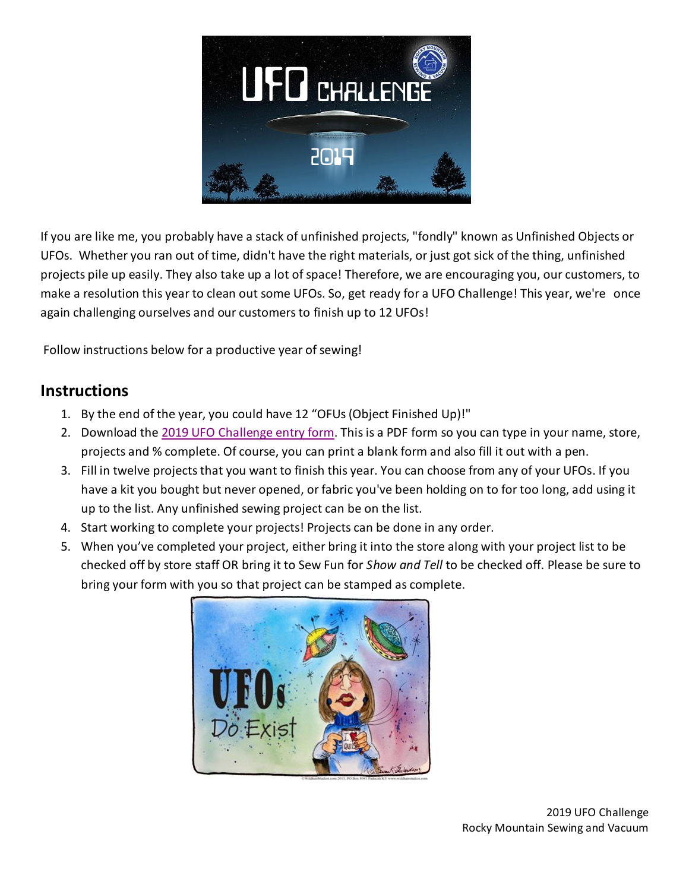If you are like me, you probably have a stack of unfinished projects, "fondly" known as Unfinished Objects or UFOs. Whether you ran out of time, didn't have the right materials, or just got sick of the thing, unfinished projects pile up easily. They also take up a lot of space! Therefore, we are encouraging you, our customers, to make a resolution this year to clean out some UFOs. So, get ready for a UFO Challenge! This year, we're once again challenging ourselves and our customers to finish up to 12 UFOs!

Follow instructions below for a productive year of sewing!

## Instructions

1. By the end of the year, you could have 12 "OFUs (Object Finished Up)!"
2. Download the 2019 UFO Challenge entry form. This is a PDF form so you can type in your name, store, projects and % complete. Of course, you can print a blank form and also fill it out with a pen.
3. Fill in twelve projects that you want to finish this year. You can choose from any of your UFOs. If you have a kit you bought but never opened, or fabric you've been holding on to for too long, add using it up to the list. Any unfinished sewing project can be on the list.
4. Start working to complete your projects! Projects can be done in any order.
5. When you've completed your project, either bring it into the store along with your project list to be checked off by store staff OR bring it to Sew Fun for *Show and Tell* to be checked off. Please be sure to bring your form with you so that project can be stamped as complete.

2019 UFO Challenge
Rocky Mountain Sewing and Vacuum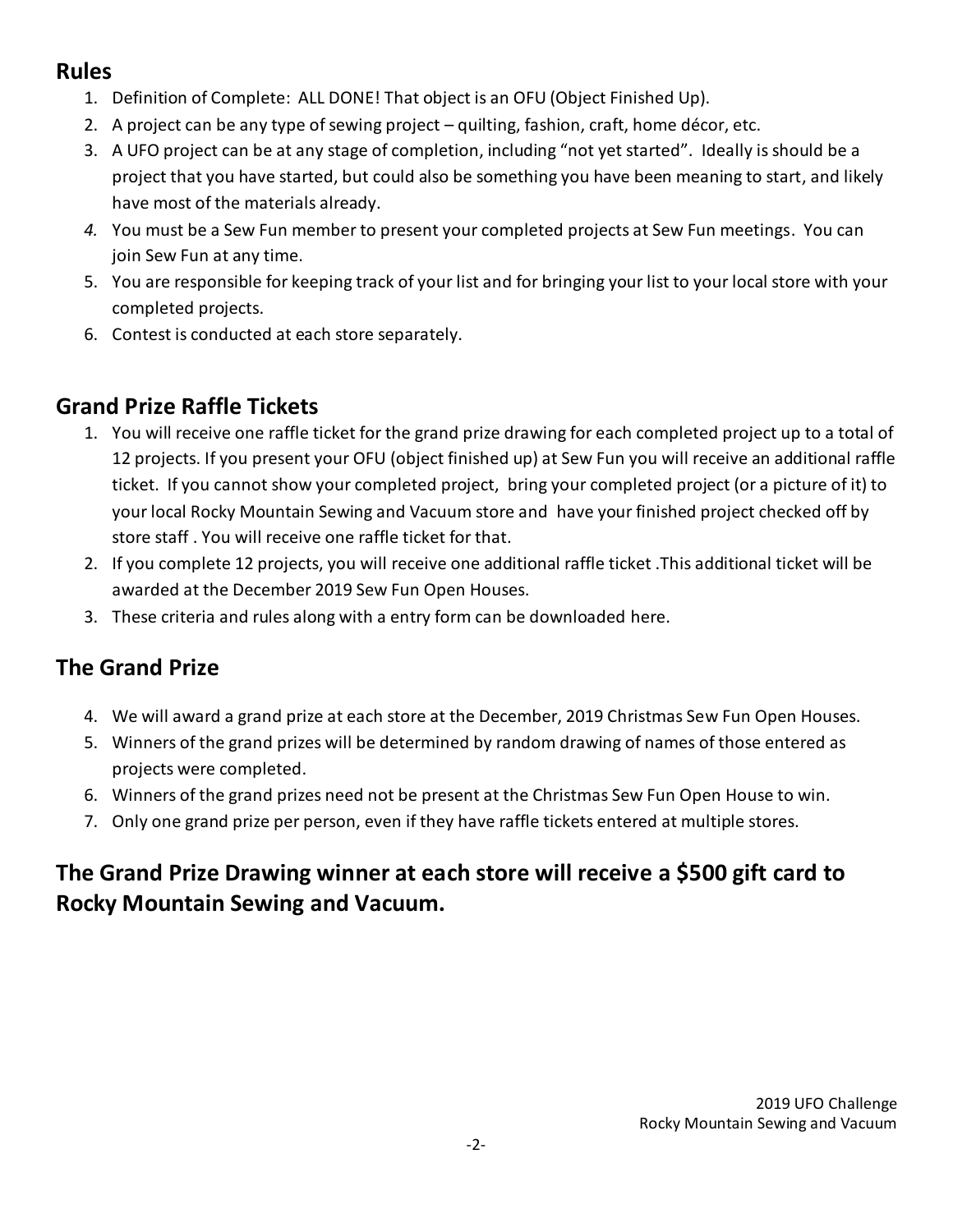## Rules

1. Definition of Complete: ALL DONE! That object is an OFU (Object Finished Up).
2. A project can be any type of sewing project – quilting, fashion, craft, home décor, etc.
3. A UFO project can be at any stage of completion, including "not yet started". Ideally is should be a project that you have started, but could also be something you have been meaning to start, and likely have most of the materials already.
4. *You must be a Sew Fun member to present your completed projects at Sew Fun meetings. You can join Sew Fun at any time.*
5. You are responsible for keeping track of your list and for bringing your list to your local store with your completed projects.
6. Contest is conducted at each store separately.

## Grand Prize Raffle Tickets

1. You will receive one raffle ticket for the grand prize drawing for each completed project up to a total of 12 projects. If you present your OFU (object finished up) at Sew Fun you will receive an additional raffle ticket. If you cannot show your completed project, bring your completed project (or a picture of it) to your local Rocky Mountain Sewing and Vacuum store and have your finished project checked off by store staff . You will receive one raffle ticket for that.
2. If you complete 12 projects, you will receive one additional raffle ticket .This additional ticket will be awarded at the December 2019 Sew Fun Open Houses.
3. These criteria and rules along with a entry form can be downloaded here.

## The Grand Prize

4. We will award a grand prize at each store at the December, 2019 Christmas Sew Fun Open Houses.
5. Winners of the grand prizes will be determined by random drawing of names of those entered as projects were completed.
6. Winners of the grand prizes need not be present at the Christmas Sew Fun Open House to win.
7. Only one grand prize per person, even if they have raffle tickets entered at multiple stores.

## The Grand Prize Drawing winner at each store will receive a $500 gift card to Rocky Mountain Sewing and Vacuum.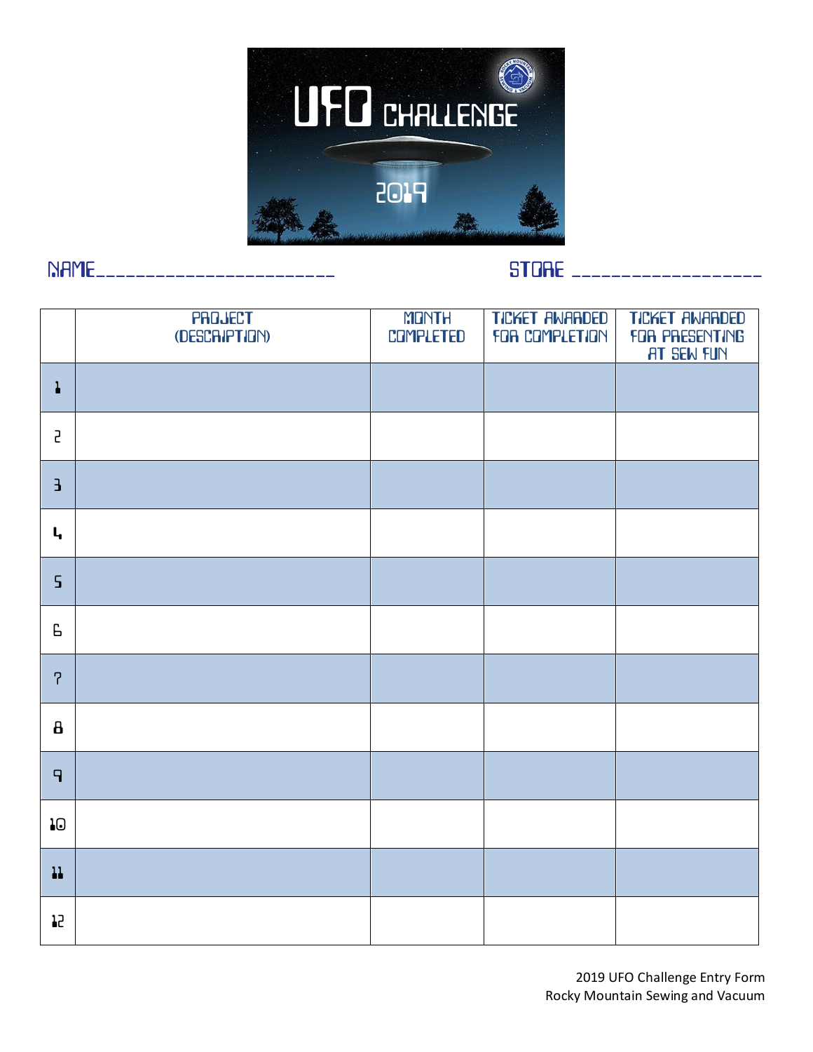# UFO CHALLENGE 2019

NAME________________________ STORE __________________

| | PROJECT (DESCRIPTION) | MONTH COMPLETED | TICKET AWARDED FOR COMPLETION | TICKET AWARDED FOR PRESENTING AT SEW FUN |
|---|---|---|---|---|
| 1 | | | | |
| 2 | | | | |
| 3 | | | | |
| 4 | | | | |
| 5 | | | | |
| 6 | | | | |
| 7 | | | | |
| 8 | | | | |
| 9 | | | | |
| 10 | | | | |
| 11 | | | | |
| 12 | | | | |

2019 UFO Challenge Entry Form
Rocky Mountain Sewing and Vacuum